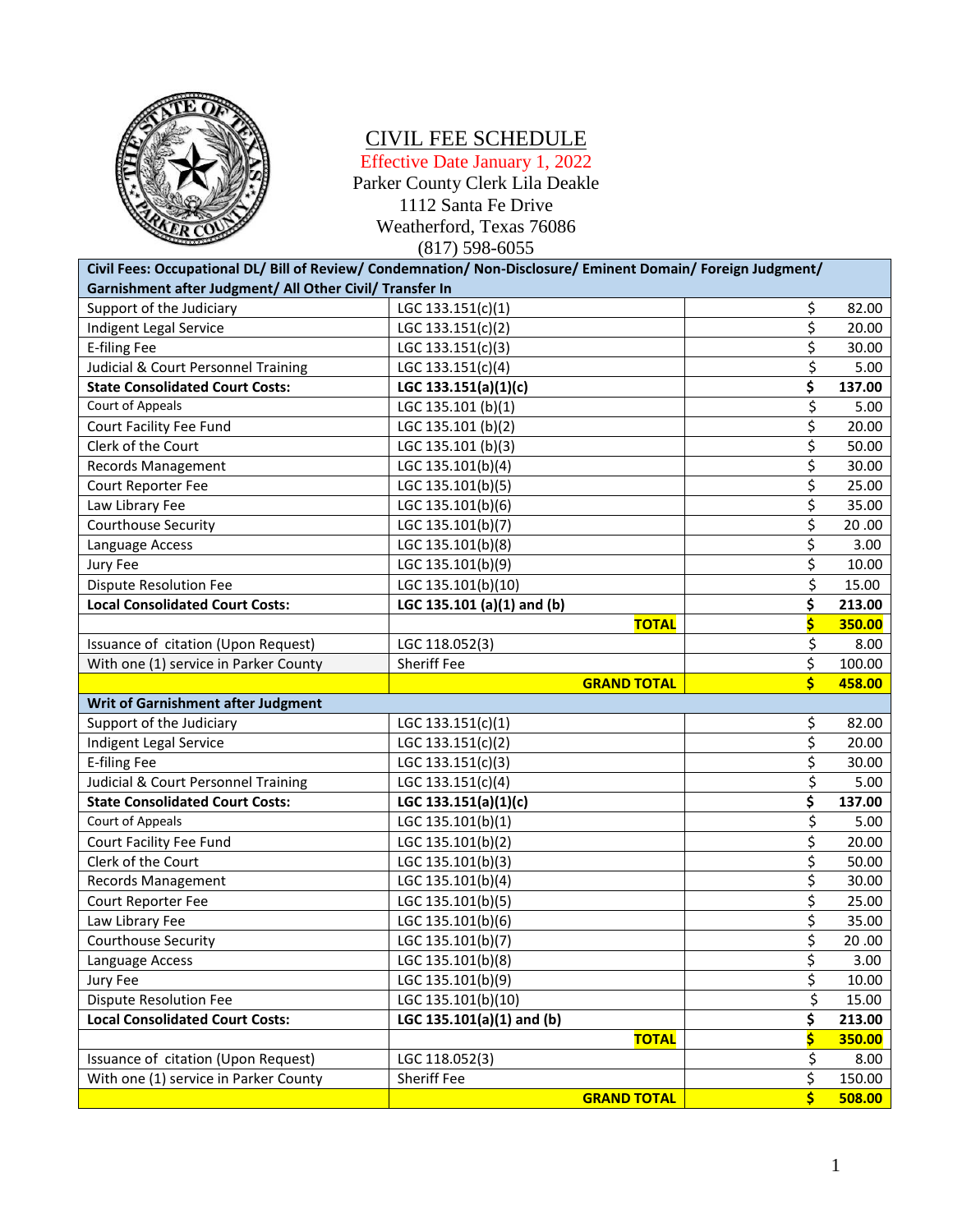# CIVIL FEE SCHEDULE

Effective Date January 1, 2022

Parker County Clerk Lila Deakle
1112 Santa Fe Drive
Weatherford, Texas 76086
(817) 598-6055

| Civil Fees: Occupational DL/ Bill of Review/ Condemnation/ Non-Disclosure/ Eminent Domain/ Foreign Judgment/ Garnishment after Judgment/ All Other Civil/ Transfer In | | |
|---|---|---|
| Support of the Judiciary | LGC 133.151(c)(1) | $ 82.00 |
| Indigent Legal Service | LGC 133.151(c)(2) | $ 20.00 |
| E-filing Fee | LGC 133.151(c)(3) | $ 30.00 |
| Judicial & Court Personnel Training | LGC 133.151(c)(4) | $ 5.00 |
| **State Consolidated Court Costs:** | **LGC 133.151(a)(1)(c)** | **$ 137.00** |
| Court of Appeals | LGC 135.101 (b)(1) | $ 5.00 |
| Court Facility Fee Fund | LGC 135.101 (b)(2) | $ 20.00 |
| Clerk of the Court | LGC 135.101 (b)(3) | $ 50.00 |
| Records Management | LGC 135.101(b)(4) | $ 30.00 |
| Court Reporter Fee | LGC 135.101(b)(5) | $ 25.00 |
| Law Library Fee | LGC 135.101(b)(6) | $ 35.00 |
| Courthouse Security | LGC 135.101(b)(7) | $ 20 .00 |
| Language Access | LGC 135.101(b)(8) | $ 3.00 |
| Jury Fee | LGC 135.101(b)(9) | $ 10.00 |
| Dispute Resolution Fee | LGC 135.101(b)(10) | $ 15.00 |
| **Local Consolidated Court Costs:** | **LGC 135.101 (a)(1) and (b)** | **$ 213.00** |
| | **TOTAL** | **$ 350.00** |
| Issuance of citation (Upon Request) | LGC 118.052(3) | $ 8.00 |
| With one (1) service in Parker County | Sheriff Fee | $ 100.00 |
| | **GRAND TOTAL** | **$ 458.00** |

| Writ of Garnishment after Judgment | | |
|---|---|---|
| Support of the Judiciary | LGC 133.151(c)(1) | $ 82.00 |
| Indigent Legal Service | LGC 133.151(c)(2) | $ 20.00 |
| E-filing Fee | LGC 133.151(c)(3) | $ 30.00 |
| Judicial & Court Personnel Training | LGC 133.151(c)(4) | $ 5.00 |
| **State Consolidated Court Costs:** | **LGC 133.151(a)(1)(c)** | **$ 137.00** |
| Court of Appeals | LGC 135.101(b)(1) | $ 5.00 |
| Court Facility Fee Fund | LGC 135.101(b)(2) | $ 20.00 |
| Clerk of the Court | LGC 135.101(b)(3) | $ 50.00 |
| Records Management | LGC 135.101(b)(4) | $ 30.00 |
| Court Reporter Fee | LGC 135.101(b)(5) | $ 25.00 |
| Law Library Fee | LGC 135.101(b)(6) | $ 35.00 |
| Courthouse Security | LGC 135.101(b)(7) | $ 20 .00 |
| Language Access | LGC 135.101(b)(8) | $ 3.00 |
| Jury Fee | LGC 135.101(b)(9) | $ 10.00 |
| Dispute Resolution Fee | LGC 135.101(b)(10) | $ 15.00 |
| **Local Consolidated Court Costs:** | **LGC 135.101(a)(1) and (b)** | **$ 213.00** |
| | **TOTAL** | **$ 350.00** |
| Issuance of citation (Upon Request) | LGC 118.052(3) | $ 8.00 |
| With one (1) service in Parker County | Sheriff Fee | $ 150.00 |
| | **GRAND TOTAL** | **$ 508.00** |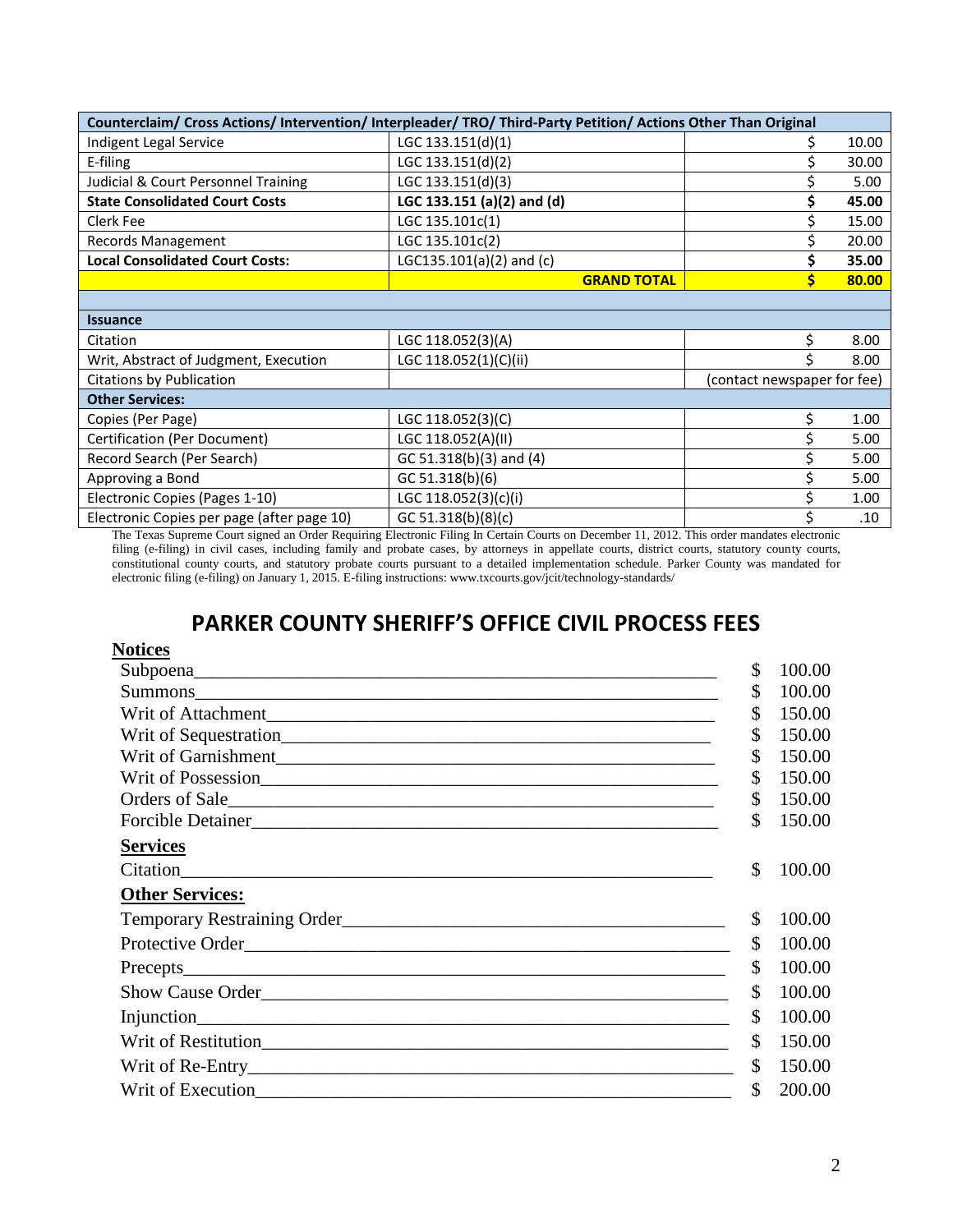| Counterclaim/ Cross Actions/ Intervention/ Interpleader/ TRO/ Third-Party Petition/ Actions Other Than Original | | |
|---|---|---|
| Indigent Legal Service | LGC 133.151(d)(1) | $ 10.00 |
| E-filing | LGC 133.151(d)(2) | $ 30.00 |
| Judicial & Court Personnel Training | LGC 133.151(d)(3) | $ 5.00 |
| **State Consolidated Court Costs** | **LGC 133.151 (a)(2) and (d)** | **$ 45.00** |
| Clerk Fee | LGC 135.101c(1) | $ 15.00 |
| Records Management | LGC 135.101c(2) | $ 20.00 |
| **Local Consolidated Court Costs:** | LGC135.101(a)(2) and (c) | **$ 35.00** |
| | **GRAND TOTAL** | **$ 80.00** |
| | | |
| **Issuance** | | |
| Citation | LGC 118.052(3)(A) | $ 8.00 |
| Writ, Abstract of Judgment, Execution | LGC 118.052(1)(C)(ii) | $ 8.00 |
| Citations by Publication | | (contact newspaper for fee) |
| **Other Services:** | | |
| Copies (Per Page) | LGC 118.052(3)(C) | $ 1.00 |
| Certification (Per Document) | LGC 118.052(A)(II) | $ 5.00 |
| Record Search (Per Search) | GC 51.318(b)(3) and (4) | $ 5.00 |
| Approving a Bond | GC 51.318(b)(6) | $ 5.00 |
| Electronic Copies (Pages 1-10) | LGC 118.052(3)(c)(i) | $ 1.00 |
| Electronic Copies per page (after page 10) | GC 51.318(b)(8)(c) | $ .10 |

The Texas Supreme Court signed an Order Requiring Electronic Filing In Certain Courts on December 11, 2012. This order mandates electronic filing (e-filing) in civil cases, including family and probate cases, by attorneys in appellate courts, district courts, statutory county courts, constitutional county courts, and statutory probate courts pursuant to a detailed implementation schedule. Parker County was mandated for electronic filing (e-filing) on January 1, 2015. E-filing instructions: www.txcourts.gov/jcit/technology-standards/

## PARKER COUNTY SHERIFF'S OFFICE CIVIL PROCESS FEES

**Notices**

| | |
|---|---|
| Subpoena | $ 100.00 |
| Summons | $ 100.00 |
| Writ of Attachment | $ 150.00 |
| Writ of Sequestration | $ 150.00 |
| Writ of Garnishment | $ 150.00 |
| Writ of Possession | $ 150.00 |
| Orders of Sale | $ 150.00 |
| Forcible Detainer | $ 150.00 |

**Services**

| | |
|---|---|
| Citation | $ 100.00 |

**Other Services:**

| | |
|---|---|
| Temporary Restraining Order | $ 100.00 |
| Protective Order | $ 100.00 |
| Precepts | $ 100.00 |
| Show Cause Order | $ 100.00 |
| Injunction | $ 100.00 |
| Writ of Restitution | $ 150.00 |
| Writ of Re-Entry | $ 150.00 |
| Writ of Execution | $ 200.00 |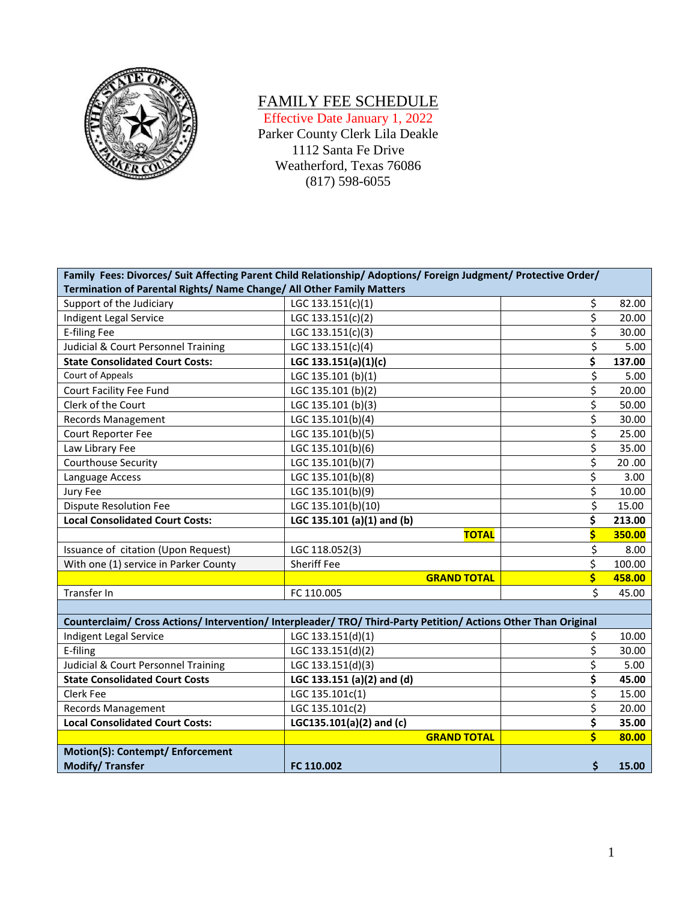# FAMILY FEE SCHEDULE

Effective Date January 1, 2022

Parker County Clerk Lila Deakle
1112 Santa Fe Drive
Weatherford, Texas 76086
(817) 598-6055

| **Family Fees: Divorces/ Suit Affecting Parent Child Relationship/ Adoptions/ Foreign Judgment/ Protective Order/ Termination of Parental Rights/ Name Change/ All Other Family Matters** | | |
|---|---|---|
| Support of the Judiciary | LGC 133.151(c)(1) | $ 82.00 |
| Indigent Legal Service | LGC 133.151(c)(2) | $ 20.00 |
| E-filing Fee | LGC 133.151(c)(3) | $ 30.00 |
| Judicial & Court Personnel Training | LGC 133.151(c)(4) | $ 5.00 |
| **State Consolidated Court Costs:** | **LGC 133.151(a)(1)(c)** | **$ 137.00** |
| Court of Appeals | LGC 135.101 (b)(1) | $ 5.00 |
| Court Facility Fee Fund | LGC 135.101 (b)(2) | $ 20.00 |
| Clerk of the Court | LGC 135.101 (b)(3) | $ 50.00 |
| Records Management | LGC 135.101(b)(4) | $ 30.00 |
| Court Reporter Fee | LGC 135.101(b)(5) | $ 25.00 |
| Law Library Fee | LGC 135.101(b)(6) | $ 35.00 |
| Courthouse Security | LGC 135.101(b)(7) | $ 20 .00 |
| Language Access | LGC 135.101(b)(8) | $ 3.00 |
| Jury Fee | LGC 135.101(b)(9) | $ 10.00 |
| Dispute Resolution Fee | LGC 135.101(b)(10) | $ 15.00 |
| **Local Consolidated Court Costs:** | **LGC 135.101 (a)(1) and (b)** | **$ 213.00** |
| | **TOTAL** | **$ 350.00** |
| Issuance of citation (Upon Request) | LGC 118.052(3) | $ 8.00 |
| With one (1) service in Parker County | Sheriff Fee | $ 100.00 |
| | **GRAND TOTAL** | **$ 458.00** |
| Transfer In | FC 110.005 | $ 45.00 |

| **Counterclaim/ Cross Actions/ Intervention/ Interpleader/ TRO/ Third-Party Petition/ Actions Other Than Original** | | |
|---|---|---|
| Indigent Legal Service | LGC 133.151(d)(1) | $ 10.00 |
| E-filing | LGC 133.151(d)(2) | $ 30.00 |
| Judicial & Court Personnel Training | LGC 133.151(d)(3) | $ 5.00 |
| **State Consolidated Court Costs** | **LGC 133.151 (a)(2) and (d)** | **$ 45.00** |
| Clerk Fee | LGC 135.101c(1) | $ 15.00 |
| Records Management | LGC 135.101c(2) | $ 20.00 |
| **Local Consolidated Court Costs:** | **LGC135.101(a)(2) and (c)** | **$ 35.00** |
| | **GRAND TOTAL** | **$ 80.00** |
| **Motion(S): Contempt/ Enforcement Modify/ Transfer** | **FC 110.002** | **$ 15.00** |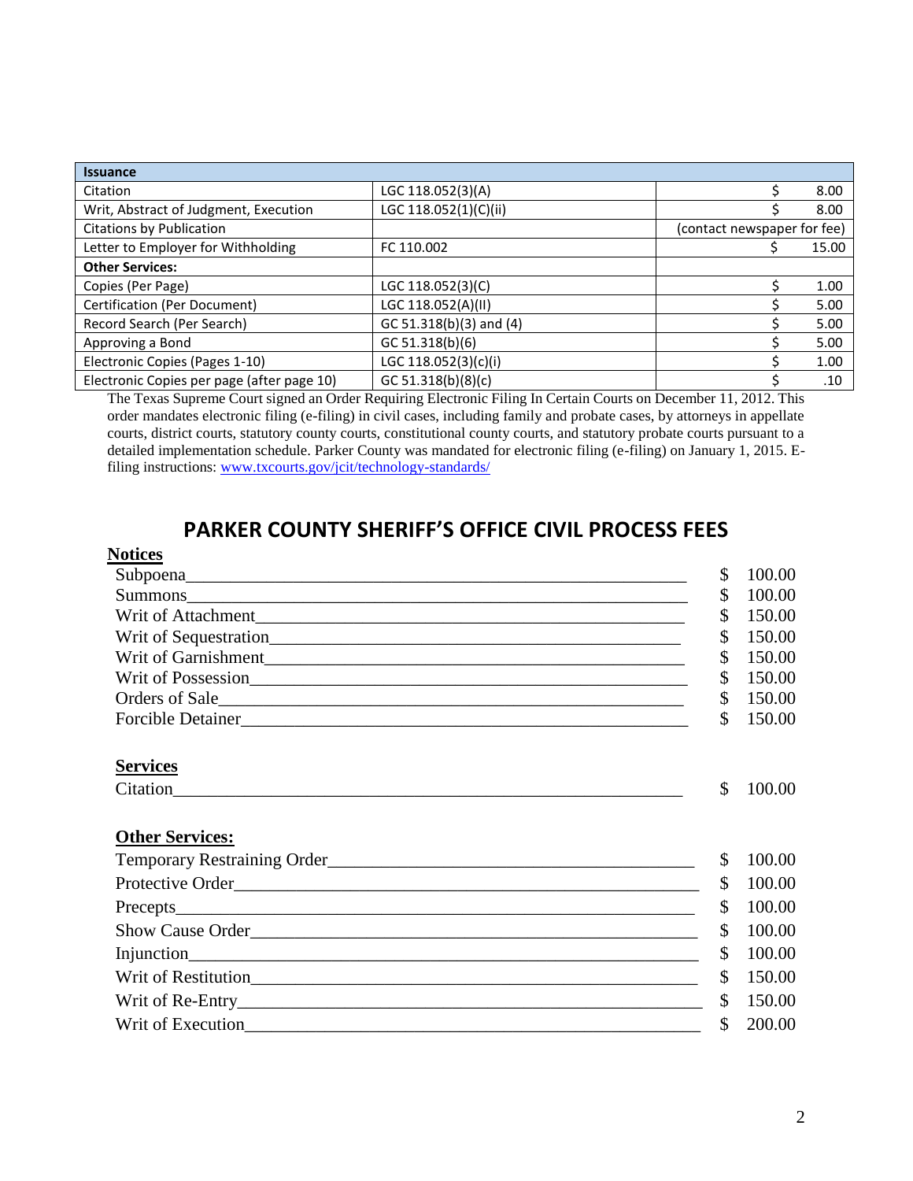| Issuance | | |
|---|---|---|
| Citation | LGC 118.052(3)(A) | $ 8.00 |
| Writ, Abstract of Judgment, Execution | LGC 118.052(1)(C)(ii) | $ 8.00 |
| Citations by Publication | | (contact newspaper for fee) |
| Letter to Employer for Withholding | FC 110.002 | $ 15.00 |
| **Other Services:** | | |
| Copies (Per Page) | LGC 118.052(3)(C) | $ 1.00 |
| Certification (Per Document) | LGC 118.052(A)(II) | $ 5.00 |
| Record Search (Per Search) | GC 51.318(b)(3) and (4) | $ 5.00 |
| Approving a Bond | GC 51.318(b)(6) | $ 5.00 |
| Electronic Copies (Pages 1-10) | LGC 118.052(3)(c)(i) | $ 1.00 |
| Electronic Copies per page (after page 10) | GC 51.318(b)(8)(c) | $ .10 |

The Texas Supreme Court signed an Order Requiring Electronic Filing In Certain Courts on December 11, 2012. This order mandates electronic filing (e-filing) in civil cases, including family and probate cases, by attorneys in appellate courts, district courts, statutory county courts, constitutional county courts, and statutory probate courts pursuant to a detailed implementation schedule. Parker County was mandated for electronic filing (e-filing) on January 1, 2015. E-filing instructions: www.txcourts.gov/jcit/technology-standards/

## PARKER COUNTY SHERIFF'S OFFICE CIVIL PROCESS FEES

**Notices**

| | |
|---|---|
| Subpoena | $ 100.00 |
| Summons | $ 100.00 |
| Writ of Attachment | $ 150.00 |
| Writ of Sequestration | $ 150.00 |
| Writ of Garnishment | $ 150.00 |
| Writ of Possession | $ 150.00 |
| Orders of Sale | $ 150.00 |
| Forcible Detainer | $ 150.00 |

**Services**

| | |
|---|---|
| Citation | $ 100.00 |

**Other Services:**

| | |
|---|---|
| Temporary Restraining Order | $ 100.00 |
| Protective Order | $ 100.00 |
| Precepts | $ 100.00 |
| Show Cause Order | $ 100.00 |
| Injunction | $ 100.00 |
| Writ of Restitution | $ 150.00 |
| Writ of Re-Entry | $ 150.00 |
| Writ of Execution | $ 200.00 |